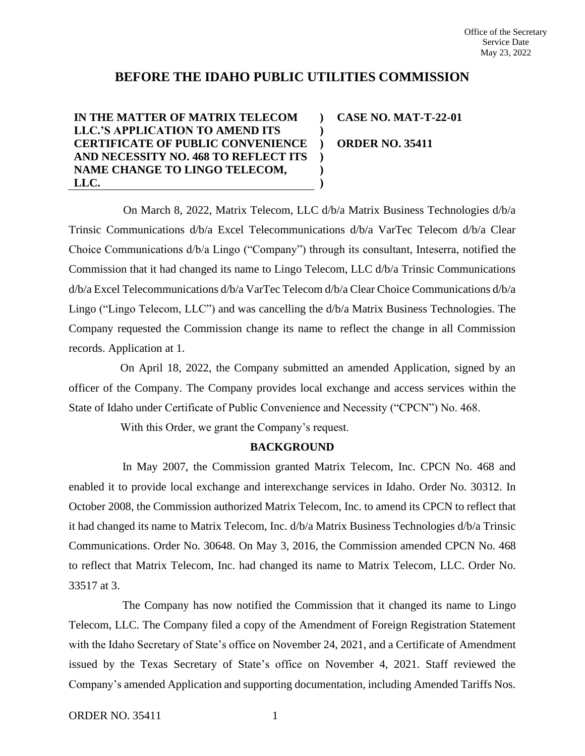Office of the Secretary
Service Date
May 23, 2022

# BEFORE THE IDAHO PUBLIC UTILITIES COMMISSION

| | | |
|---|---|---|
| **IN THE MATTER OF MATRIX TELECOM LLC.'S APPLICATION TO AMEND ITS CERTIFICATE OF PUBLIC CONVENIENCE AND NECESSITY NO. 468 TO REFLECT ITS NAME CHANGE TO LINGO TELECOM, LLC.** | **)** | **CASE NO. MAT-T-22-01**<br><br>**ORDER NO. 35411** |

On March 8, 2022, Matrix Telecom, LLC d/b/a Matrix Business Technologies d/b/a Trinsic Communications d/b/a Excel Telecommunications d/b/a VarTec Telecom d/b/a Clear Choice Communications d/b/a Lingo ("Company") through its consultant, Inteserra, notified the Commission that it had changed its name to Lingo Telecom, LLC d/b/a Trinsic Communications d/b/a Excel Telecommunications d/b/a VarTec Telecom d/b/a Clear Choice Communications d/b/a Lingo ("Lingo Telecom, LLC") and was cancelling the d/b/a Matrix Business Technologies. The Company requested the Commission change its name to reflect the change in all Commission records. Application at 1.

On April 18, 2022, the Company submitted an amended Application, signed by an officer of the Company. The Company provides local exchange and access services within the State of Idaho under Certificate of Public Convenience and Necessity ("CPCN") No. 468.

With this Order, we grant the Company's request.

## BACKGROUND

In May 2007, the Commission granted Matrix Telecom, Inc. CPCN No. 468 and enabled it to provide local exchange and interexchange services in Idaho. Order No. 30312. In October 2008, the Commission authorized Matrix Telecom, Inc. to amend its CPCN to reflect that it had changed its name to Matrix Telecom, Inc. d/b/a Matrix Business Technologies d/b/a Trinsic Communications. Order No. 30648. On May 3, 2016, the Commission amended CPCN No. 468 to reflect that Matrix Telecom, Inc. had changed its name to Matrix Telecom, LLC. Order No. 33517 at 3.

The Company has now notified the Commission that it changed its name to Lingo Telecom, LLC. The Company filed a copy of the Amendment of Foreign Registration Statement with the Idaho Secretary of State's office on November 24, 2021, and a Certificate of Amendment issued by the Texas Secretary of State's office on November 4, 2021. Staff reviewed the Company's amended Application and supporting documentation, including Amended Tariffs Nos.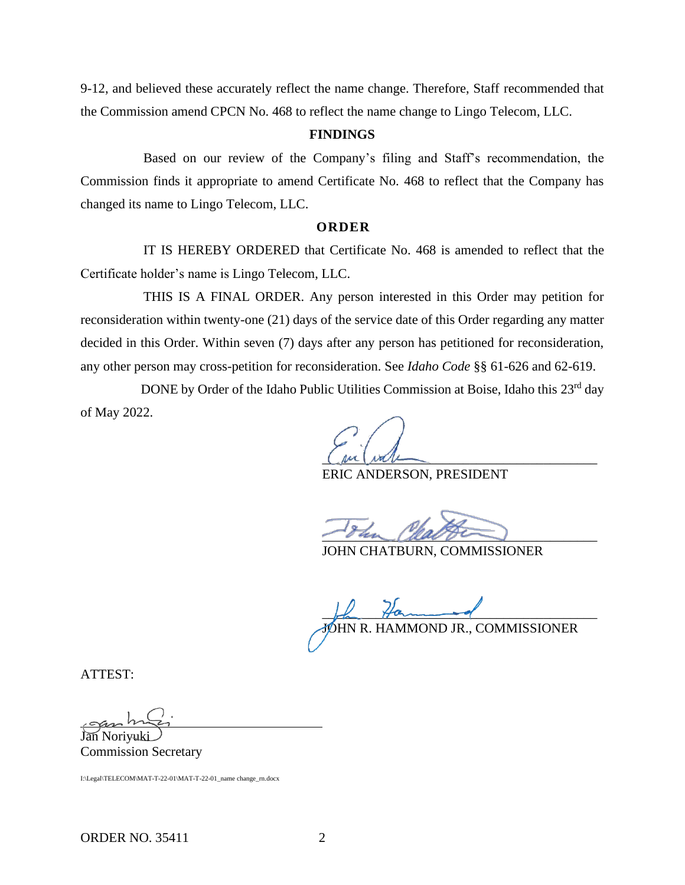9-12, and believed these accurately reflect the name change. Therefore, Staff recommended that the Commission amend CPCN No. 468 to reflect the name change to Lingo Telecom, LLC.

## FINDINGS

Based on our review of the Company's filing and Staff's recommendation, the Commission finds it appropriate to amend Certificate No. 468 to reflect that the Company has changed its name to Lingo Telecom, LLC.

## ORDER

IT IS HEREBY ORDERED that Certificate No. 468 is amended to reflect that the Certificate holder's name is Lingo Telecom, LLC.

THIS IS A FINAL ORDER. Any person interested in this Order may petition for reconsideration within twenty-one (21) days of the service date of this Order regarding any matter decided in this Order. Within seven (7) days after any person has petitioned for reconsideration, any other person may cross-petition for reconsideration. See *Idaho Code* §§ 61-626 and 62-619.

DONE by Order of the Idaho Public Utilities Commission at Boise, Idaho this 23rd day of May 2022.

ERIC ANDERSON, PRESIDENT

JOHN CHATBURN, COMMISSIONER

JOHN R. HAMMOND JR., COMMISSIONER

ATTEST:

Jan Noriyuki
Commission Secretary

I:\Legal\TELECOM\MAT-T-22-01\MAT-T-22-01_name change_rn.docx

ORDER NO. 35411